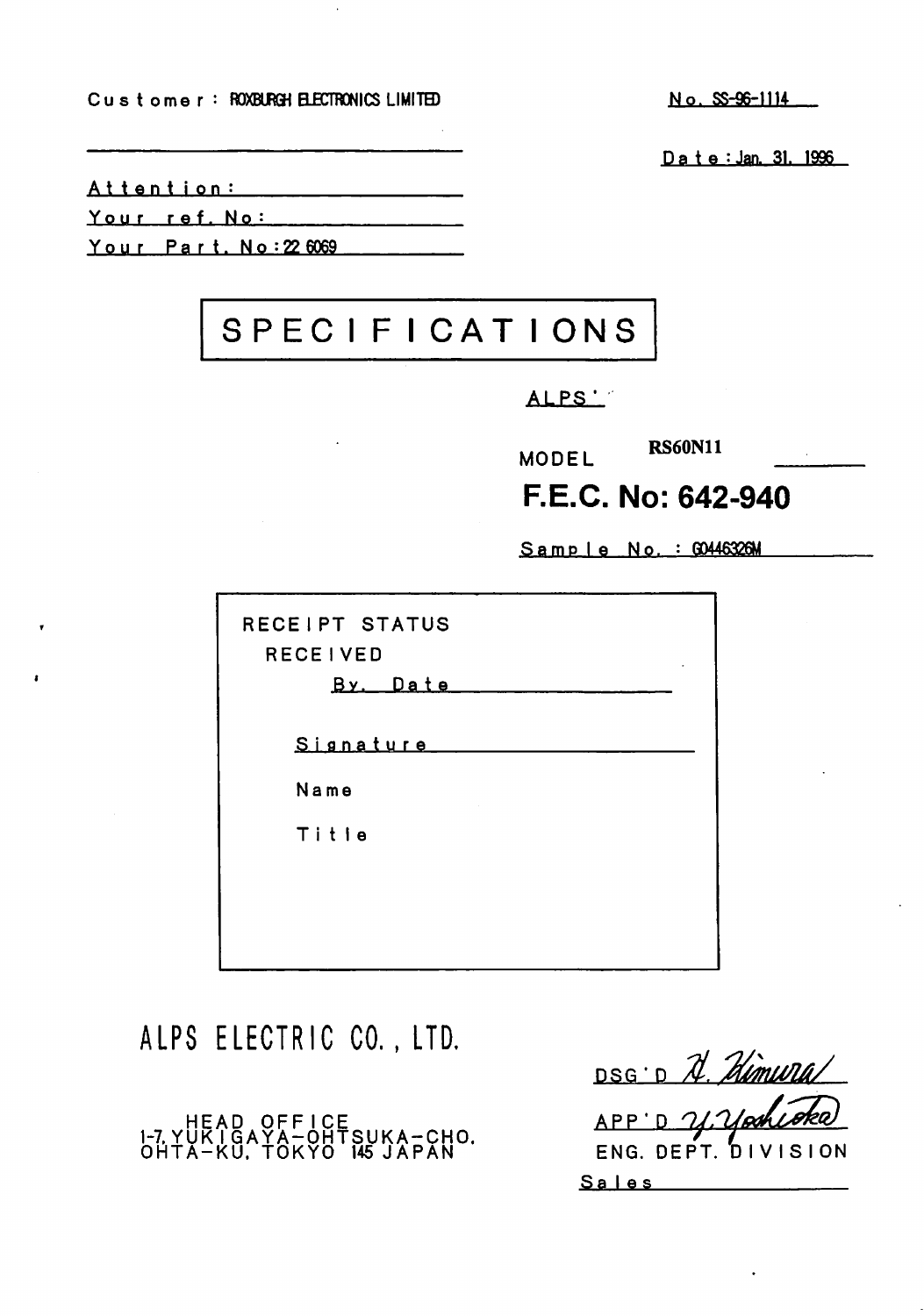Customer : ROXBURGH ELECTRONICS LIMITED

No. SS-96-1114

Date : Jan. 31, 1996

Attention:

Your ref. No:

Your Part. No : 22 6069

# SPECIFICATIONS

ALPS'

MODEL RS60N11

**F.E.C. No: 642-940**

Sample No. : G0446326M

RECEIPT STATUS

RECEIVED

By. Date

Signature

Name

Title

## ALPS ELECTRIC CO., LTD.

HEAD OFFICE
1-7, YUKIGAYA-OHTSUKA-CHO,
OHTA-KU, TOKYO 145 JAPAN

DSG'D H. Kimura

APP'D Y. Yoshioka

ENG. DEPT. DIVISION

Sales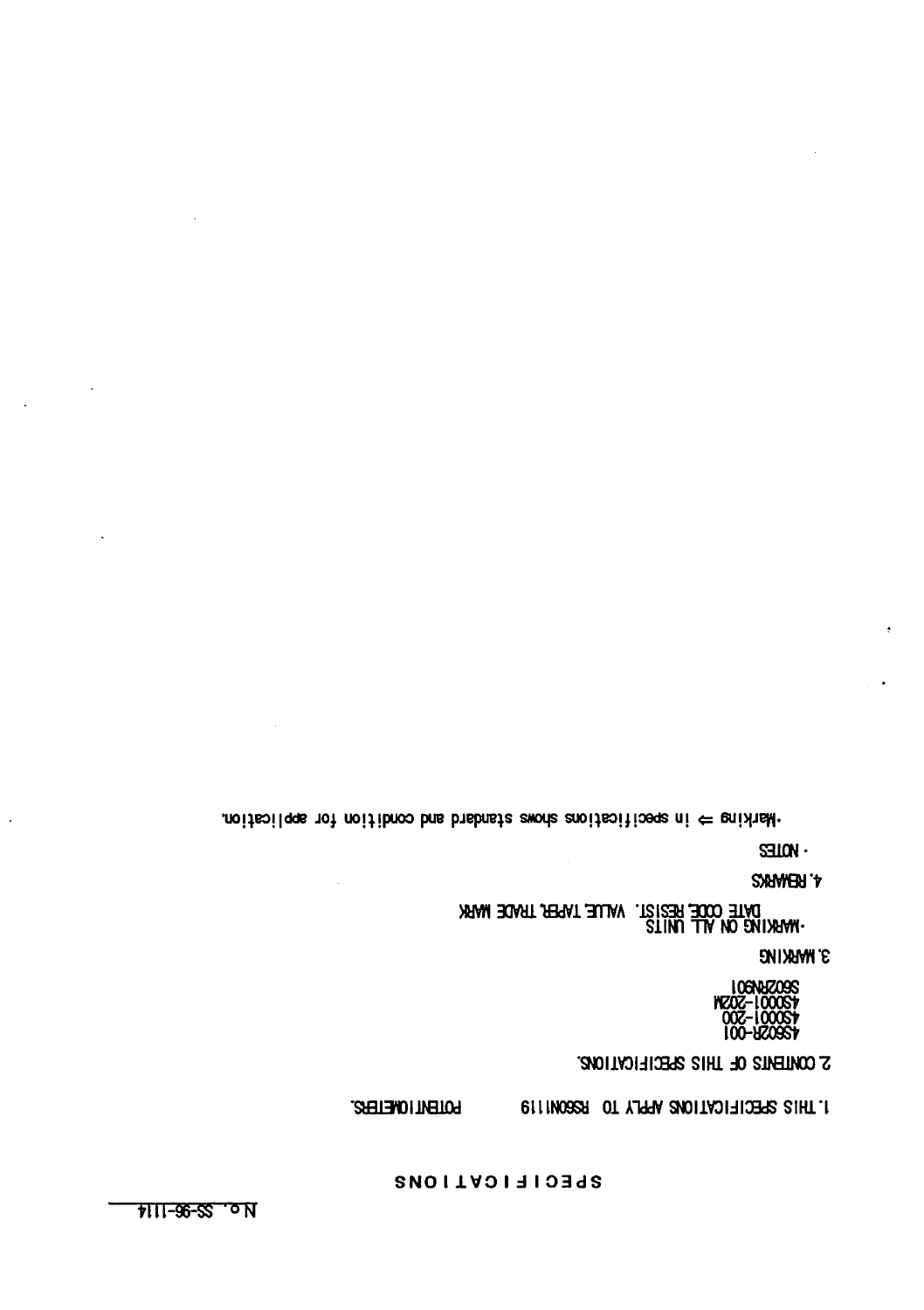No. SS-96-1114

# SPECIFICATIONS

1.THIS SPECIFICATIONS APPLY TO RS60N1119 POTENTIOMETERS.

2.CONTENTS OF THIS SPECIFICATIONS.

4S602R-001
4S0001-200
4S0001-202M
S602RN901

3.MARKING

·MARKING ON ALL UNITS
DATE CODE,RESIST. VALUE TAPER,TRADE MARK

4.REMARKS

· NOTES

·Marking ⇐ in specifications shows standard and condition for application.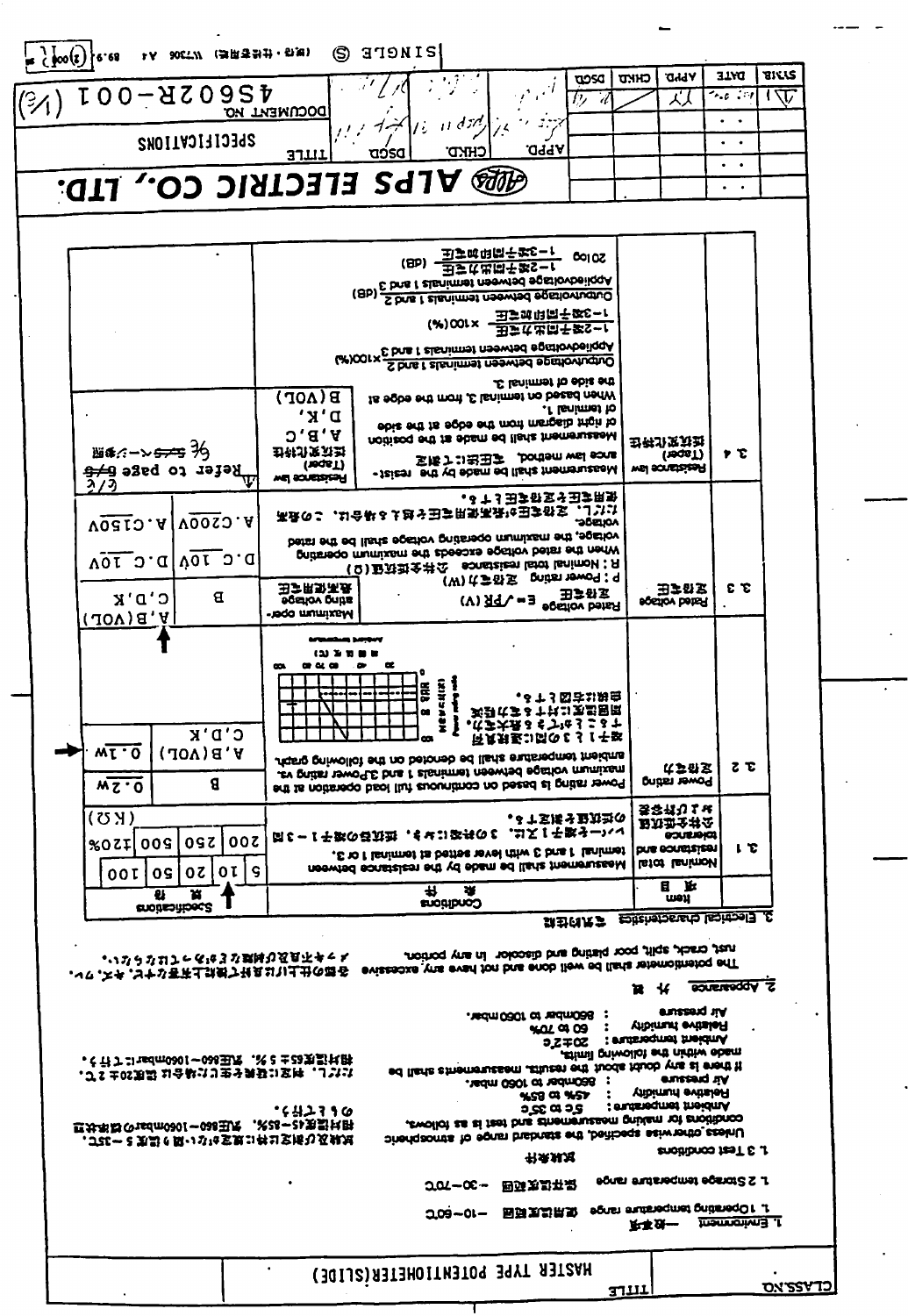CLASS NO.

TITLE: HASTER TYPE POTENTIOMETER(SLIDE)

## 1. Environment 一般事項

1.1 Operating temperature range 使用温度範囲 −10~60℃

1.2 Storage temperature range 保存温度範囲 −30~70℃

1.3 Test conditions 試験条件

Unless otherwise specified, the standard range of atmospheric conditions for making measurements and test is as follows.

- Ambient temperature : 5℃ to 35℃
- Relative humidity : 45% to 85%
- Air pressure : 860mbar to 1060 mbar.

If there is any doubt about the results, measurements shall be made within the following limits.

- Ambient temperature : 20±2℃
- Relative humidity : 60 to 70%
- Air pressure : 860mbar to 1060mbar.

試験及び測定は特に規定がない限り温度5～35℃、相対湿度45～85%、気圧860～1060mbarの状態で行うものとする。ただし、判定に疑義を生じた場合は温度20±2℃、相対湿度65±5%、気圧860～1060mbarにて行う。

## 2. Appearance 外観

The potentiometer shall be well done and not have any excessive rust, crack, split, poor plating and discolor in any portion.

各部の仕上げは良好で使用上有害な錆、ワレ、ヒビ、メッキ不良及び変色等があってはならない。

## 3. Electrical characteristics 電気的性能

| | Item 項目 | Conditions 条件 | Specifications 規格 | |
|---|---|---|---|---|
| 3.1 | Nominal total resistance tolerance 全抵抗値及び許容差 | Measurement shall be made by the resistance between terminal 1 and 3 with lever setted at terminal 1 or 3. レバーを端子1又は、3の何れかにおき、端子1−3間の抵抗値を測定する。 | 5 / 10 / 20 / 50 / 100 / 200 / 250 / 500 (KΩ) ±20% | |
| 3.2 | Power rating 定格電力 | Power rating is based on continuous full load operation at the maximum voltage between terminals 1 and 3. Power rating vs. ambient temperature shall be denoted on the following graph. 周囲温度が高くなる場合は下図に従い軽減する。 | B: 0.2W | A, B(VOL), C, D, K: 0.1W |
| 3.3 | Rated voltage 定格電圧 | Rated voltage 定格電圧 $E=\sqrt{PR}$ (V) P: Power rating 定格電力(W) R: Nominal total resistance 公称全抵抗値(Ω) When the rated voltage exceeds the maximum operating voltage, the maximum operating voltage shall be rated voltage. ただし、定格電圧が最高使用電圧を超える場合は、この最高使用電圧を定格電圧とする。 Maximum operating voltage 最高使用電圧 | B: D.C 10V, A.C 200V | A, B(VOL), C, D, K: D.C 10V, A.C 150V |
| 3.4 | Resistance law (Taper) 抵抗変化特性 | Measurement shall be made by the resistance law method. 抵抗変化特性 Measurement shall be made at the position of right diagram from the margin at the side of terminal 1. When based on terminal 3, from the edge at the side of terminal 3. Resistance law (Taper): A, B, C, D, K, B(VOL) | Refer to page 6/6 (6ページ参照) | |

Output voltage between terminals 1 and 2 / Applied voltage between terminals 1 and 3 ×100(%)

1−2端子間出力電圧 / 1−3端子間印加電圧 ×100(%)

20log (Output voltage between terminals 1 and 2 / Applied voltage between terminals 1 and 3) (dB)

20log (1−2端子間出力電圧 / 1−3端子間印加電圧)

ALPS ELECTRIC CO., LTD.

TITLE: SPECIFICATIONS

DOCUMENT NO. 4S602R-001 (3/6)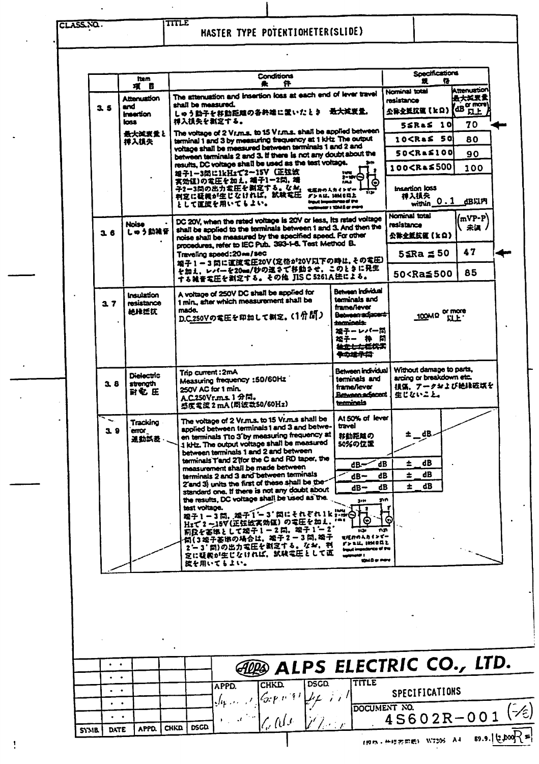CLASS.NO.

TITLE: MASTER TYPE POTENTIOMETER(SLIDE)

| Item 項目 | | Conditions 条件 | | Specifications 規格 | |
|---|---|---|---|---|---|
| 3.5 | Attenuation and Insertion loss<br>最大減衰量と挿入損失 | The attenuation and insertion loss at each end of lever travel shall be measured.<br>しゅう動子を移動距離の各終端に置いたとき 最大減衰量, 挿入損失を測定する。<br>The voltage of 2 Vr.m.s. to 15 Vr.m.s. shall be applied between terminal 1 and 3 by measuring frequency at 1 kHz. The output voltage shall be measured between terminals 1 and 2 and between terminals 2 and 3. If there is not any doubt about the results, DC voltage shall be used as the test voltage.<br>端子1−3間に1kHzで2−15V（正弦波実効値）の電圧を加え、端子1−2間、端子2−3間の出力電圧を測定する。なお、判定に疑義が生じなければ、試験電圧として直流を用いてもよい。<br>電圧計の入力インピーダンスは、10MΩ以上 Input impedance of the voltmeter: 10MΩ or more | | Nominal total resistance 公称全抵抗値（kΩ） | Attenuation 最大減衰量（dB or more 以上） |
| | | | | 5≦Ra≦ 10 | 70 |
| | | | | 10<Ra≦ 50 | 80 |
| | | | | 50<Ra≦100 | 90 |
| | | | | 100<Ra≦500 | 100 |
| | | | | Insertion loss 挿入損失 within 0.1 dB以内 | |
| 3.6 | Noise しゅう動雑音 | DC 20V, when the rated voltage is 20V or less, its rated voltage shall be applied to the terminals between 1 and 3. And then the noise shall be measured by the specified speed. For other procedures, refer to IEC Pub. 393-1-6. Test Method B.<br>Traveling speed: 20mm/sec<br>端子1−3間に直流電圧20V（定格が20V以下の時は、その電圧）を加え、レバーを20mm/秒の速さで移動させ、このときに発生する雑音電圧を測定する。その他 JIS C 5261A法による。 | | Nominal total resistance 公称全抵抗値（kΩ） | (mVP-P) 未満 |
| | | | | 5≦Ra≦50 | 47 |
| | | | | 50<Ra≦500 | 85 |
| 3.7 | Insulation resistance 絶縁抵抗 | A voltage of 250V DC shall be applied for 1 min, after which measurement shall be made.<br>D.C.250Vの電圧を印加して測定。（1分間） | Between individual terminals and frame/lever<br>~~Between adjacent terminals~~<br>端子−レバー間<br>端子− 枠 間<br>~~独立した抵抗素子の端子間~~ | 100MΩ or more 以上 | |
| 3.8 | Dielectric strength 耐電圧 | Trip current: 2mA<br>Measuring frequency: 50/60Hz<br>250V AC for 1 min.<br>A.C.250Vr.m.s. 1分間。<br>感度電流 2 mA（周波数50/60Hz） | Between individual terminals and frame/lever<br>~~Between adjacent terminals~~ | Without damage to parts, arcing or breakdown etc.<br>損傷、アークおよび絶縁破壊を生じないこと。 | |
| 3.9 | Tracking error 連動誤差 | The voltage of 2 Vr.m.s. to 15 Vr.m.s. shall be applied between terminals 1 and 3 and between terminals 1'to 3' by measuring frequency at 1 kHz. The output voltage shall be measured between terminals 1 and 2 and between terminals 1' and 2' (for the C and RD taper, the measurement shall be made between terminals 2 and 3 and between terminals 2' and 3') units the first of these shall be the standard one. If there is not any doubt about the results, DC voltage shall be used as the test voltage.<br>端子1−3間、端子1'−3'間にそれぞれ1kHzで2−15V（正弦波実効値）の電圧を加え、前段を基準として端子1−2間、端子1'−2'間（3端子基準の場合は、端子2−3間、端子2'−3'間）の出力電圧を測定する。なお、判定に疑義が生じなければ、試験電圧として直流を用いてもよい。<br>電圧計の入力インピーダンスは、10MΩ以上 Input impedance of the voltmeter: 10MΩ or more | At 50% of lever travel 移動距離の50%の位置 | ± _ dB | |
| | | | dB− dB | ± dB | |
| | | | dB− dB | ± dB | |
| | | | dB− dB | ± dB | |

ALPS ELECTRIC CO., LTD.

| APPD. | CHKD. | DSGD. | TITLE: SPECIFICATIONS |
|---|---|---|---|
| | | | DOCUMENT NO. 4S602R-001 (4/6) |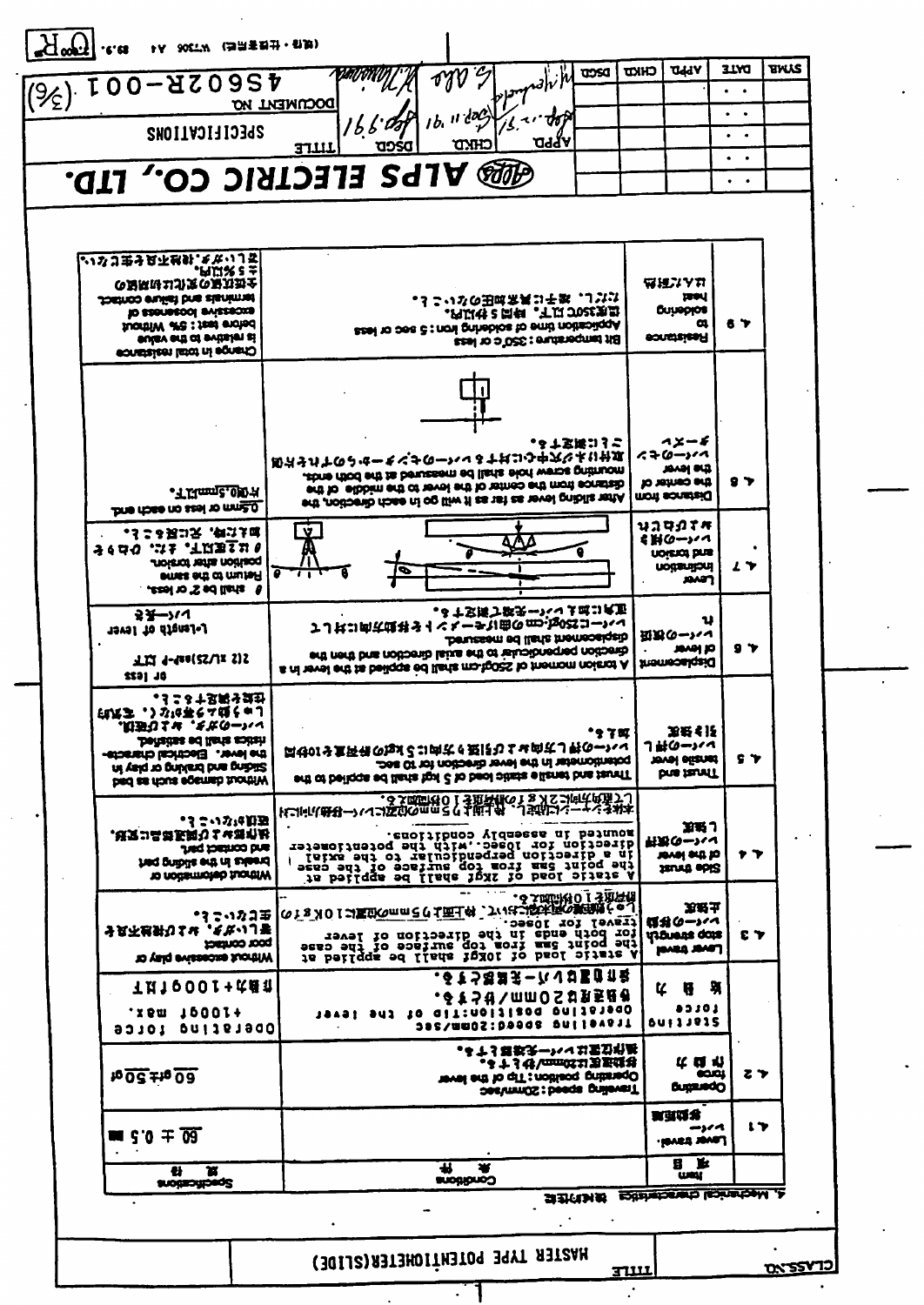# ALPS ELECTRIC CO., LTD.

**SPECIFICATIONS**

DOCUMENT NO. 4S602R-001 (3/6)

TITLE: MASTER TYPE POTENTIOMETER(SLIDE)

## 4. Mechanical characteristics 機械的性能

| | Item 項目 | Conditions 条件 | Specifications 規格 |
|---|---|---|---|
| 4.1 | Lever travel レバー移動距離 | | 60 ± 0.5 mm |
| 4.2 | Operating force 作動力 | Traveling speed: 20mm/sec. Operating position: Tip of the lever. 移動速度は20mm/秒とする。操作位置はレバー先端部とする。 | 60gf±50gf |
| | Starting force 始動力 | Traveling speed: 20mm/sec. Operating position: tip of the lever. 移動速度20mm/秒とする。操作位置はレバー先端部とする。 | Operating force +100gf max. 作動力+100gf以下 |
| 4.3 | Lever stop strength レバーの停止強度 | A static load of 10kgf shall be applied at the point 5mm from top surface of the case for both ends in the direction of lever travel for 10sec. レバーの端の両方向において、枠上面より5mmの位置に10kgfの静荷重を10秒間加える。 | Without excessive play or poor contact. 著しいガタ、および接触不良等がないこと。 |
| 4.4 | Side thrust of the lever レバーの横押し強度 | A static load of 2kgf shall be applied at the point 5mm from top surface of the case in a direction perpendicular to the axial direction for 10sec. with the potentiometer mounted in assembly conditions. 本体をシャーシに取付けし、枠上面より5mmの位置にレバー移動方向に対して直角方向に2kgfの静荷重を10秒間加える。 | Without deformation or breaks in the sliding part and contact part. 摺動部および接触部に変形、破損がないこと。 |
| 4.5 | Thrust and tensile lever レバーの押し引き強度 | Thrust and tensile static load of 5 kgf shall be applied to the potentiometer in the lever direction for 10 sec. レバーの押し方向および引き方向に5kgfの静荷重を10秒間加える。 | Without damage such as sliding and braking or play in the lever. Electrical characteristics shall be satisfied. レバーのガタ、および摺動が重くなく、電気的性能を満足すること。 |
| 4.6 | Displacement of lever レバーの変位 | A torsion moment of 250gf·cm shall be applied at the lever in a direction perpendicular to the axial direction and then the displacement shall be measured. レバーに250gf·cmの曲げモーメントを加えた時のレバー先端の変位を測定する。 | 2L/25 or less 以下 (L=Length of lever L=レバー長さ) |
| 4.7 | Lever inclination and torsion レバーの傾きおよびねじれ | | θ shall be 2° or less. Return to the same position after torsion. θは2°以下。また、ねじった後、元に戻ること。 |
| 4.8 | Distance from the center of the lever to base レバーの中心からベースまで | After sliding lever as far as it will go in each direction, the distance from the center of the lever to the middle of the mounting screw hole shall be measured at the both ends. 両端にレバーを移動させ、取付けネジ穴中心からレバーの中心までの距離を測定する。 | 0.5mm or less on each end. 片側0.5mm以下。 |
| 4.9 | Resistance to soldering heat はんだ耐熱性 | Bit temperature: 350°C or less. Application time of soldering iron: 5 sec or less. こて先温度350°C以下、時間5秒以内。ただし、端子に異常な力を加えないこと。 | Change in total resistance is relative to the value before test: 5%. Without excessive looseness of terminals and failure contact. 全抵抗値の変化は初期値の±5%以内。著しいガタ、接触不良等がないこと。 |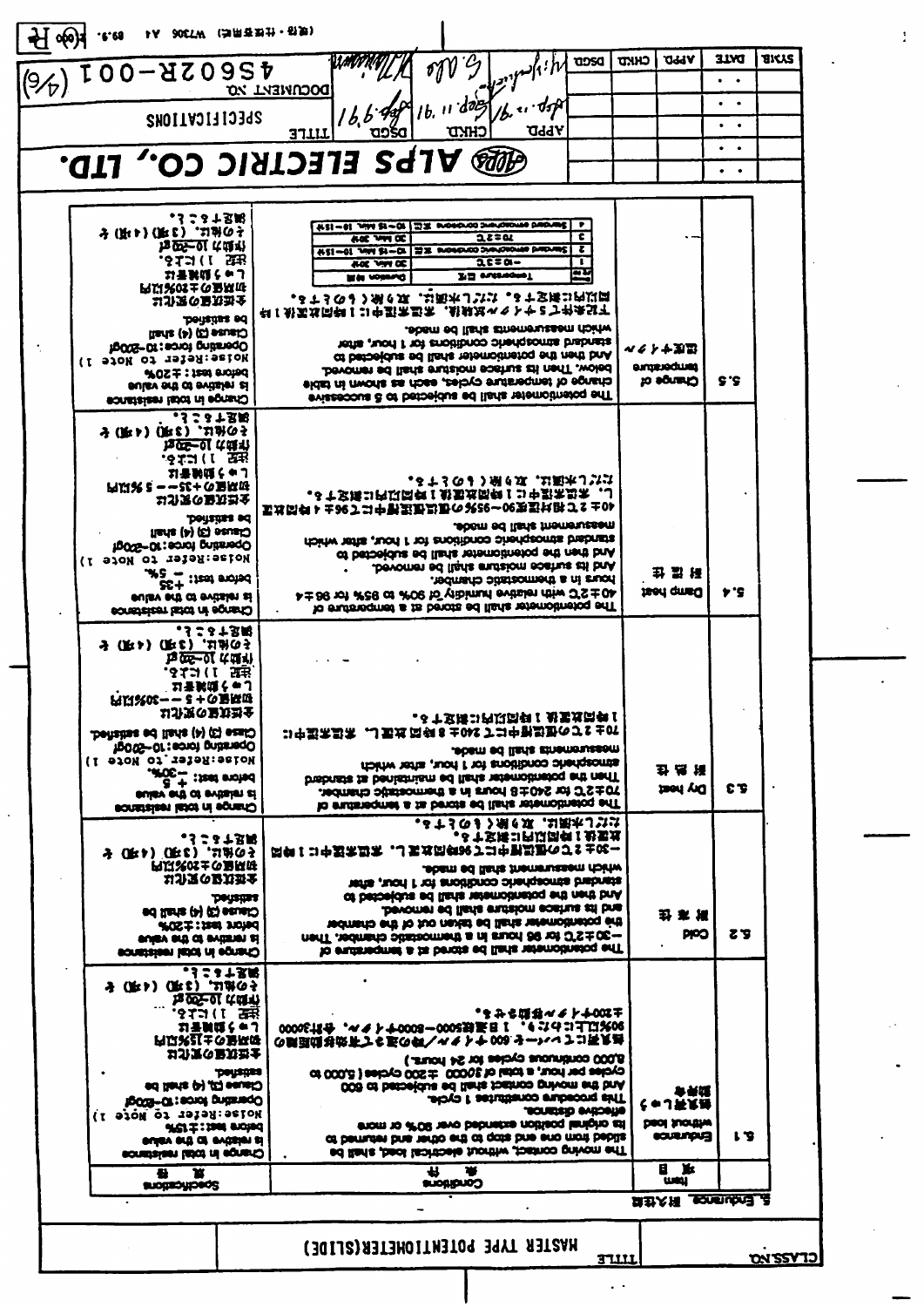**ALPS ELECTRIC CO., LTD.**

| TITLE | SPECIFICATIONS | DOCUMENT NO. | 4S602R-001 (4/6) |
|---|---|---|---|

**TITLE:** MASTER TYPE POTENTIOMETER(SLIDE)

## 5. Endurance 耐久性能

| | Item 項目 | Conditions 条件 | Specifications 規格 |
|---|---|---|---|
| 5.1 | Endurance without load<br>摺動寿命 | The moving contact, without electrical load, shall be slided from one end stop to the other and returned to its original position extended over 80% or more effective distance.<br>This procedure constitutes 1 cycle.<br>And the moving contact shall be subjected to 600 cycles per hour, a total of 30000 ± 200 cycles (5,000 to 8,000 continuous cycles for 24 hours.)<br>無負荷にてレバーを600サイクル/時の速さで有効移動範囲の90%以上にわたり、1日連続5000〜8000サイクル、合計30000±200サイクル摺動させる。 | Change in total resistance is relative to the value before test: ±15%<br>Noise: Refer to Note 1)<br>Operating force: 10~200gf<br>Clause (3), (4) shall be satisfied.<br>全抵抗値の変化は初期値の±15%以内<br>しゅう動雑音は注記 1)による。<br>作動力 10~200gf<br>その他、(3)項 (4)項を満足すること。 |
| 5.2 | Cold<br>耐寒性 | The potentiometer shall be stored at a temperature of −30±2°C for 96 hours in a thermostatic chamber. Then the potentiometer shall be taken out of the chamber and its surface moisture shall be removed.<br>And then the potentiometer shall be subjected to standard atmospheric conditions for 1 hour, after which measurement shall be made.<br>−30±2℃の恒温槽中に96時間放置し、取出後、常温常湿中に1時間放置後1時間以内に測定する。<br>ただし水滴は、取り除くものとする。 | Change in total resistance is relative to the value before test: ±20%<br>Clause (3) (4) shall be satisfied.<br>全抵抗値の変化は初期値の±20%以内<br>その他、(3)項 (4)項を満足すること。 |
| 5.3 | Dry heat<br>耐熱性 | The potentiometer shall be stored at a temperature of 70±2°C for 240±8 hours in a thermostatic chamber.<br>Then the potentiometer shall be maintained at standard atmospheric conditions for 1 hour, after which measurement shall be made.<br>70±2℃の恒温槽中にて240±8時間放置し、取出後、常温常湿中に1時間放置後1時間以内に測定する。 | Change in total resistance is relative to the value before test: +5 −30%<br>Noise: Refer to Note 1)<br>Operating force: 10~200gf<br>Class (3) (4) shall be satisfied.<br>全抵抗値の変化は初期値の+5−30%以内<br>しゅう動雑音は注記 1)による。<br>作動力 10~200gf<br>その他、(3)項 (4)項を満足すること。 |
| 5.4 | Damp heat<br>耐湿性 | The potentiometer shall be stored at a temperature of 40±2°C with relative humidity of 90% to 95% for 96±4 hours in a thermostatic chamber.<br>And its surface moisture shall be removed.<br>And then the potentiometer shall be subjected to standard atmospheric conditions for 1 hour, after which measurement shall be made.<br>40±2℃相対湿度90〜95%の恒温恒湿槽中に96±4時間放置し、取出後常温常湿中に1時間放置後1時間以内に測定する。<br>ただし水滴は、取り除くものとする。 | Change in total resistance is relative to the value before test: +3 −5%<br>Noise: Refer to Note 1)<br>Operating force: 10~200gf<br>Clause (3) (4) shall be satisfied.<br>全抵抗値の変化は初期値の+3−5%以内<br>しゅう動雑音は注記 1)による。<br>作動力 10~200gf<br>その他、(3)項 (4)項を満足すること。 |
| 5.5 | Change of temperature<br>温度サイクル | The potentiometer shall be subjected to 5 successive change of temperature cycles, each as shown in table below. Then its surface moisture shall be removed.<br>And then the potentiometer shall be subjected to standard atmospheric conditions for 1 hour, after which measurements shall be made.<br>下記条件を1サイクルとし5サイクル試験後、常温常湿中に1時間放置後1時間以内に測定する。ただし水滴は、取り除くものとする。<br>(see table below) | Change in total resistance is relative to the value before test: ±20%<br>Noise: Refer to Note 1)<br>Operating force: 10~200gf<br>Clause (3) (4) shall be satisfied.<br>全抵抗値の変化は初期値の±20%以内<br>しゅう動雑音は注記 1)による。<br>作動力 10~200gf<br>その他、(3)項 (4)項を満足すること。 |

| Step 順序 | Temperature 温度 | Duration 時間 |
|---|---|---|
| 1 | −30±3℃ | 30 Min. 30分 |
| 2 | Standard atmospheric conditions 常温 | 10~15 Min. 10~15分 |
| 3 | 70±2℃ | 30 Min. 30分 |
| 4 | Standard atmospheric conditions 常温 | 10~15 Min. 10~15分 |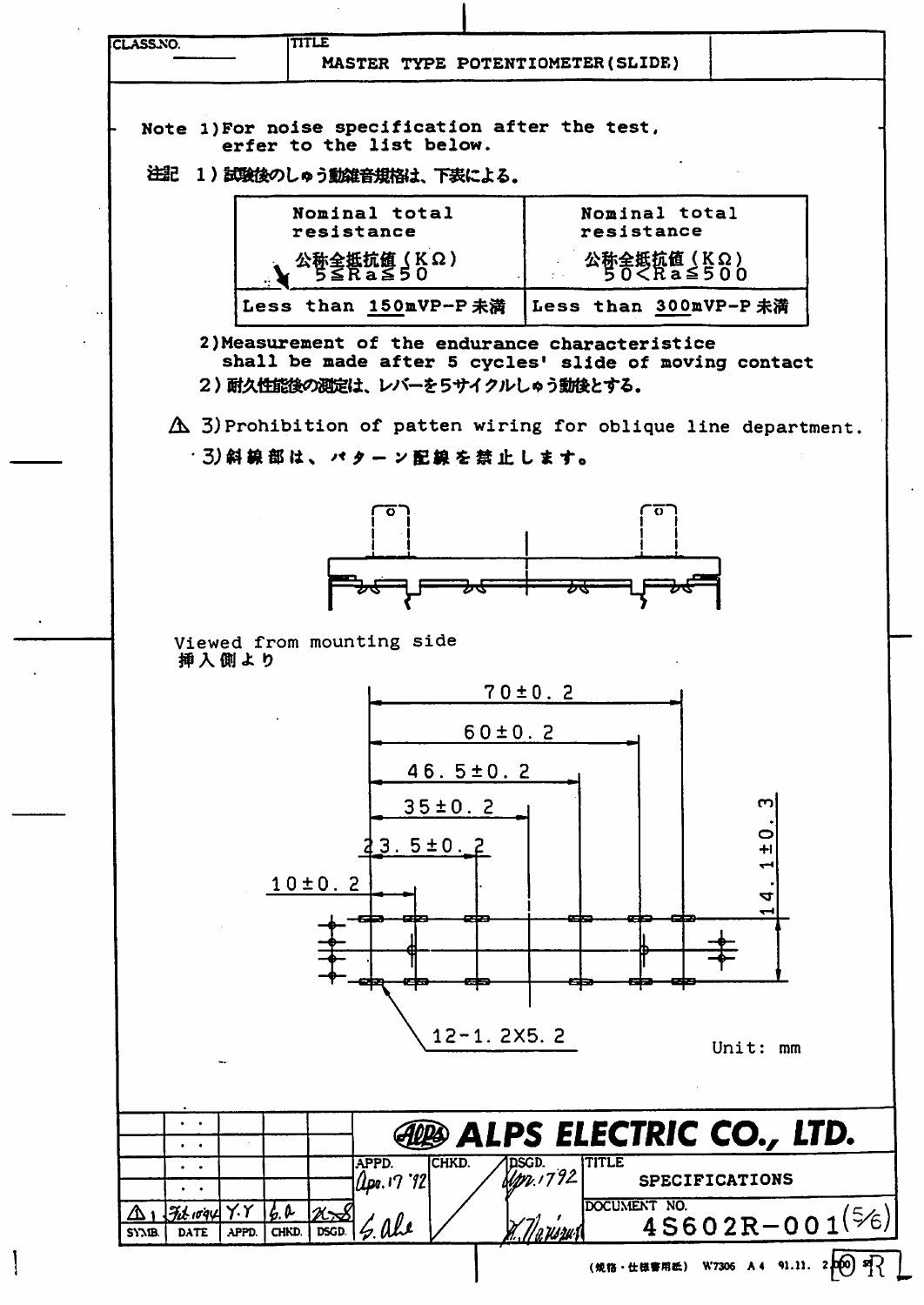CLASS.NO. | TITLE: MASTER TYPE POTENTIOMETER(SLIDE)

Note 1) For noise specification after the test, erfer to the list below.

注記 1）試験後のしゅう動雑音規格は、下表による。

| Nominal total resistance 公称全抵抗値（KΩ） 5≦Ra≦50 | Nominal total resistance 公称全抵抗値（KΩ） 50<Ra≦500 |
|---|---|
| Less than 150mVP-P未満 | Less than 300mVP-P未満 |

2) Measurement of the endurance characteristice shall be made after 5 cycles' slide of moving contact

2）耐久性能後の測定は、レバーを5サイクルしゅう動後とする。

⚠ 3) Prohibition of patten wiring for oblique line department.

3）斜線部は、パターン配線を禁止します。

Viewed from mounting side
挿入側より

70±0.2
60±0.2
46.5±0.2
35±0.2
23.5±0.2
10±0.2
14.1±0.3
12-1.2X5.2

Unit: mm

| SYMB. | DATE | APPD. | CHKD. | DSGD. |
|---|---|---|---|---|
| ⚠1 | Feb 10 '94 | Y.Y | | |

ALPS ELECTRIC CO., LTD.

APPD. Apr. 17 '92 | CHKD. | DSGD. Apr. 17 '92 | TITLE: SPECIFICATIONS

DOCUMENT NO. 4S602R-001 (5/6)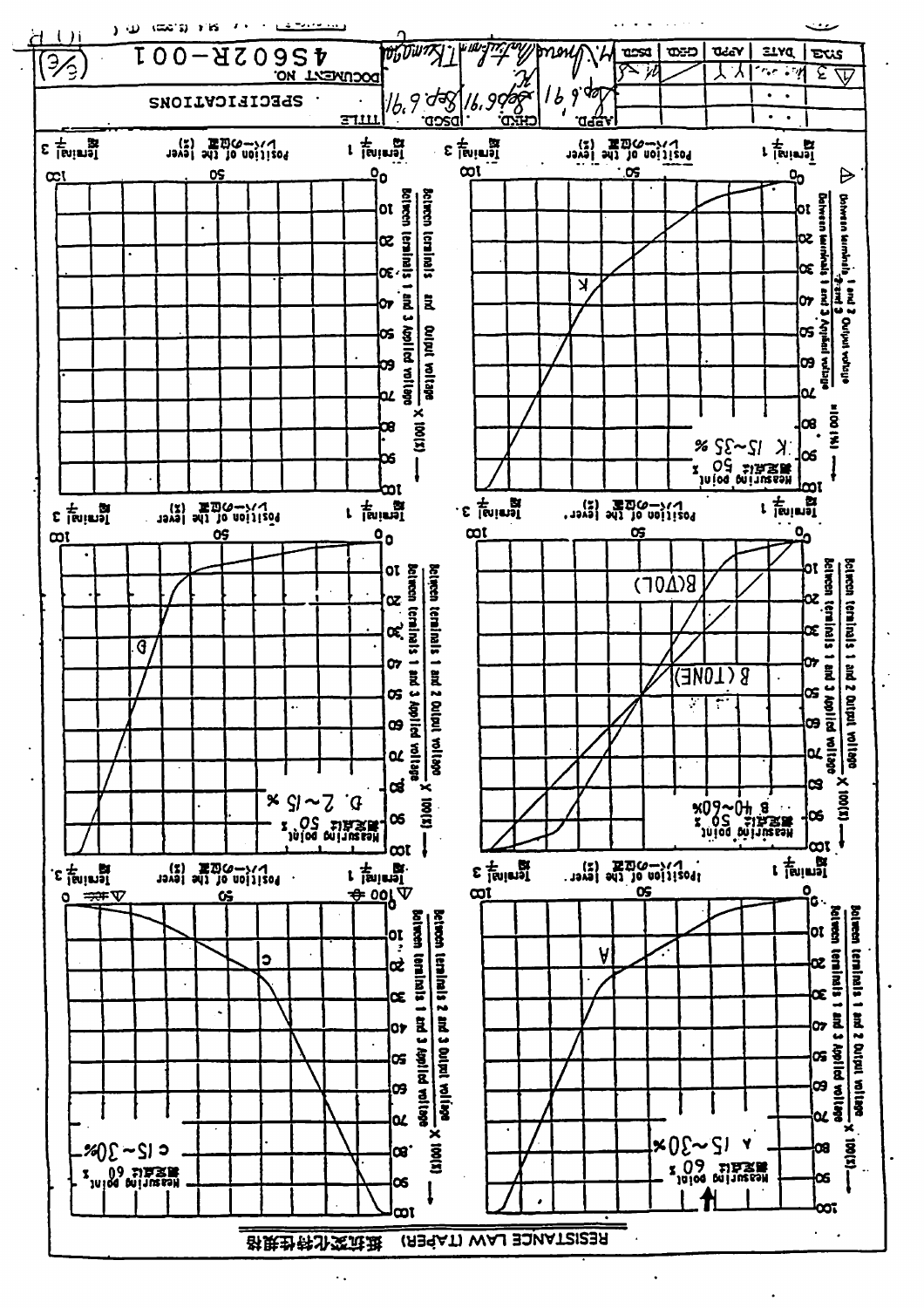# SPECIFICATIONS

DOCUMENT NO. 4S602R-001 (3/3)

| SYMB | DATE | APPD. | CHKD. | DSGD. |
|---|---|---|---|---|
| △ 3 | | Y | Y | |

APPD. Sep. 6, '91 | CHKD. 16, Sep. '91 | DSGD. 16, Sep. '91

## RESISTANCE LAW (TAPER) 抵抗変化特性規格

**Chart K** — Between terminals 1 and 2 Output voltage / Between terminals 1 and 3 Applied voltage × 100 (%) △

Position of the lever (%) レバーの位置 — Terminal 1 端子 to Terminal 3 端子

Measuring point 測定点は 50 %: K 15~35 %

**Chart (blank)** — Between terminals 1 and 3 Applied voltage / Output voltage × 100 (%)

Position of the lever (%) レバーの位置 — Terminal 1 端子 to Terminal 3 端子

**Chart B** — Between terminals 1 and 2 Output voltage / Between terminals 1 and 3 Applied voltage × 100 (%)

Curves: B(VOL), B(TONE)

Position of the lever (%) レバーの位置 — Terminal 1 端子 to Terminal 3 端子

Measuring point 測定点は 50 %: B 40~60%

**Chart D** — Between terminals 1 and 2 Output voltage / Between terminals 1 and 3 Applied voltage × 100 (%)

Position of the lever (%) レバーの位置 — Terminal 1 端子 to Terminal 3 端子

Measuring point 測定点は 50 %: D. 2~15 %

**Chart A** — Between terminals 1 and 2 Output voltage / Between terminals 1 and 3 Applied voltage × 100 (%)

Position of the lever (%) レバーの位置 — Terminal 1 端子 to Terminal 3 端子

Measuring point 測定点は 60 %: A 15~30%

**Chart C** — Between terminals 2 and 3 Output voltage / Between terminals 1 and 3 Applied voltage × 100 (%)

Position of the lever (%) レバーの位置 — Terminal 1 端子 to Terminal 3 端子 △

Measuring point 測定点は 60 %: C 15~30%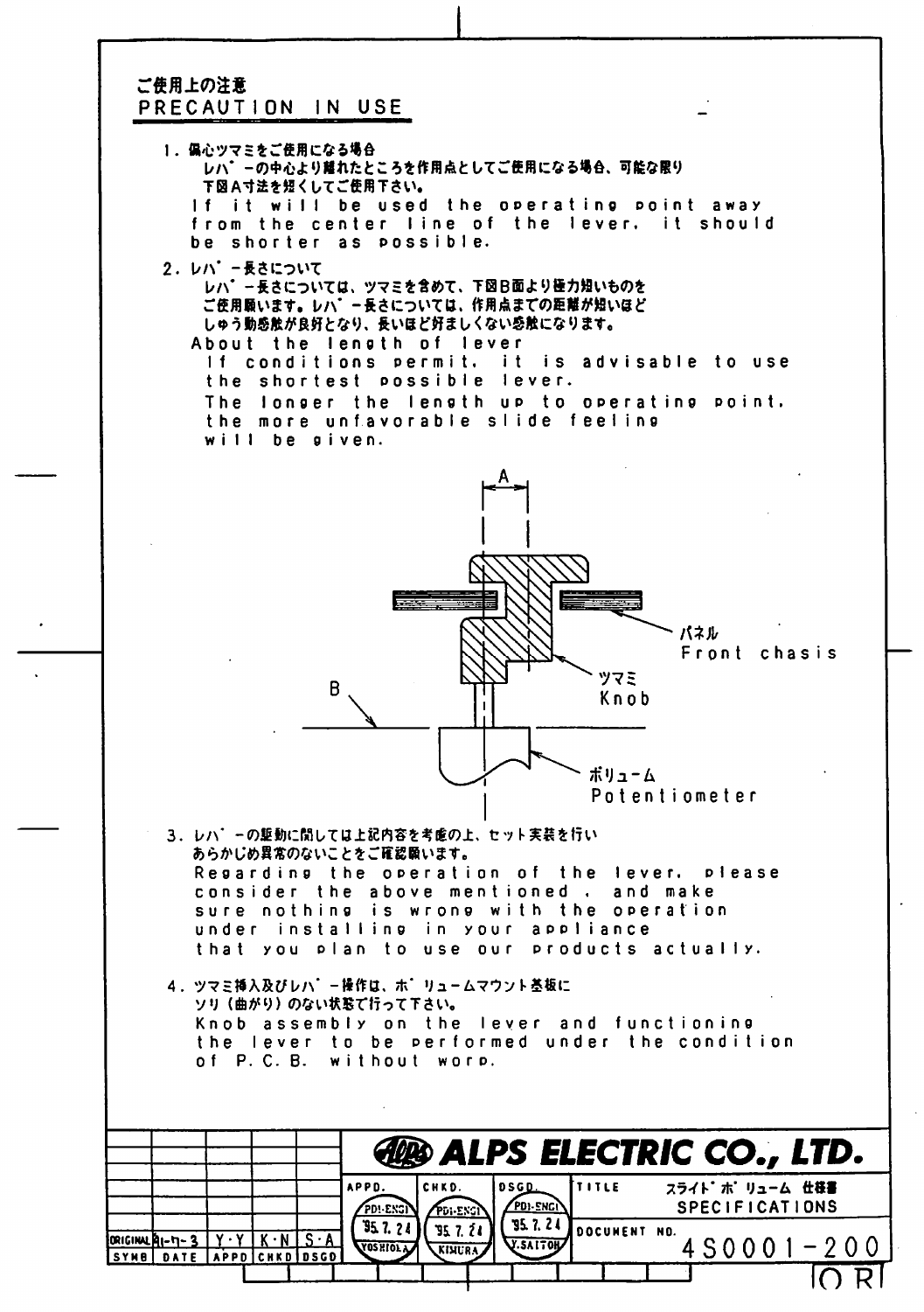## ご使用上の注意
## PRECAUTION IN USE

1. 偏心ツマミをご使用になる場合
   レバーの中心より離れたところを作用点としてご使用になる場合、可能な限り下図A寸法を短くしてご使用下さい。
   If it will be used the operating point away from the center line of the lever, it should be shorter as possible.

2. レバー長さについて
   レバー長さについては、ツマミを含めて、下図B面より極力短いものをご使用願います。レバー長さについては、作用点までの距離が短いほどしゅう動感触が良好となり、長いほど好ましくない感触になります。
   About the length of lever
   If conditions permit, it is advisable to use the shortest possible lever.
   The longer the length up to operating point, the more unfavorable slide feeling will be given.

A

パネル
Front chasis

ツマミ
Knob

B

ボリューム
Potentiometer

3. レバーの駆動に関しては上記内容を考慮の上、セット実装を行いあらかじめ異常のないことをご確認願います。
   Regarding the operation of the lever, please consider the above mentioned , and make sure nothing is wrong with the operation under installing in your appliance that you plan to use our products actually.

4. ツマミ挿入及びレバー操作は、ボリュームマウント基板にソリ（曲がり）のない状態で行って下さい。
   Knob assembly on the lever and functioning the lever to be performed under the condition of P.C.B. without worp.

**ALPS ELECTRIC CO., LTD.**

| SYMB | DATE | APPD | CHKD | DSGD |
|---|---|---|---|---|
| ORIGINAL | 91-7-3 | Y・Y | K・N | S・A |

| APPD. | CHKD. | DSGD. | TITLE |
|---|---|---|---|
| PDI-ENGI '95.7.24 YOSHIOKA | PDI-ENGI '95.7.24 KIMURA | PDI-ENGI '95.7.24 Y.SAITOH | スライドボリューム 仕様書 SPECIFICATIONS |

DOCUMENT NO. 4S0001-200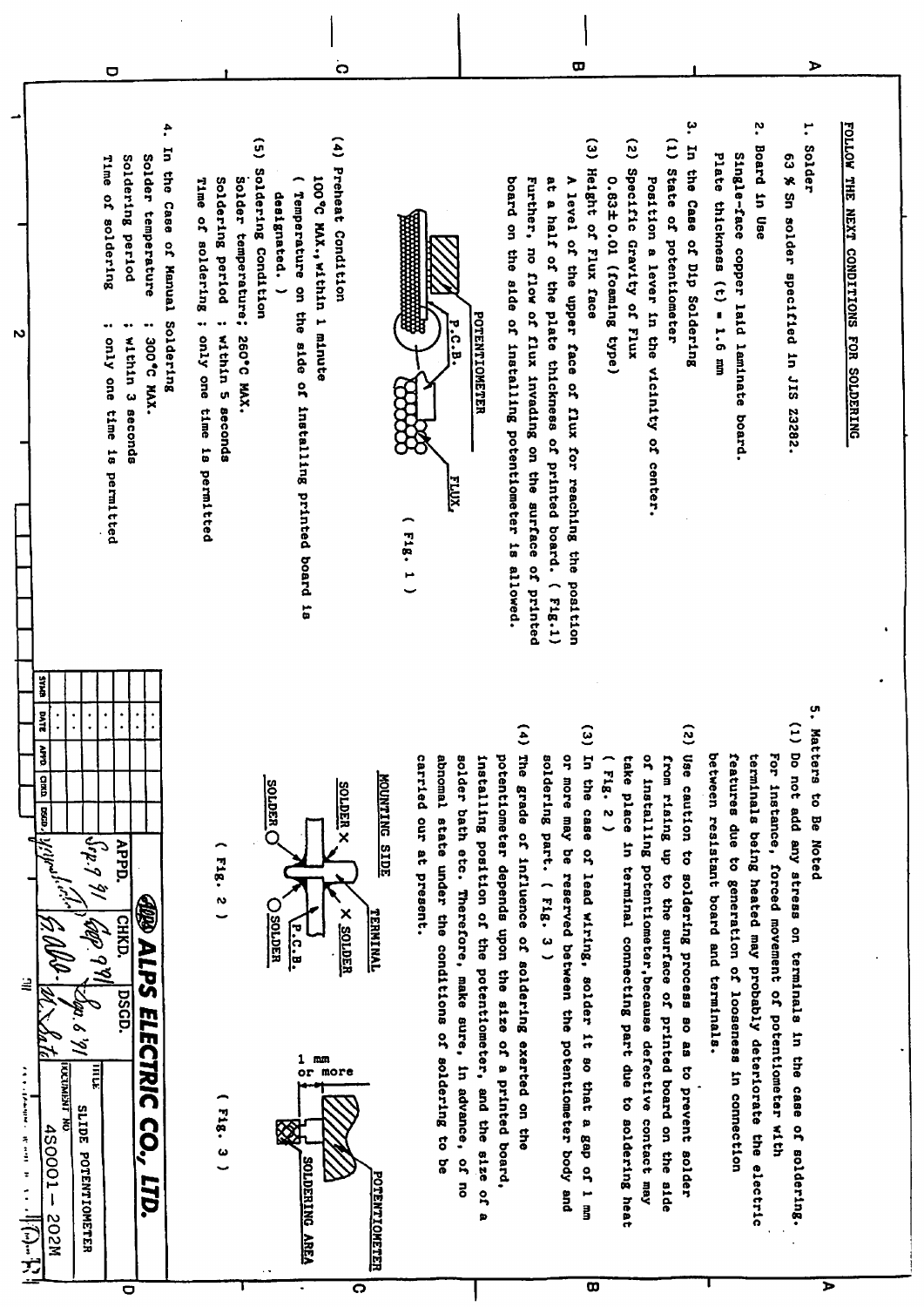## FOLLOW THE NEXT CONDITIONS FOR SOLDERING

1. Solder

   63 % Sn solder specified in JIS Z3282.

2. Board in Use

   Single-face copper laid laminate board.

   Plate thickness (t) = 1.6 mm

3. In the Case of Dip Soldering

   (1) State of potentiometer

   Position a lever in the vicinity of center.

   (2) Specific Gravity of Flux

   0.83±0.01 (foaming type)

   (3) Height of Flux face

   A level of the upper face of flux for reaching the position at a half of the plate thickness of printed board. ( Fig.1)

   Further, no flow of flux invading on the surface of printed board on the side of installing potentiometer is allowed.

   POTENTIOMETER

   P.C.B.

   FLUX

   ( Fig. 1 )

   (4) Preheat Condition

   100°C MAX., within 1 minute

   ( Temperature on the side of installing printed board is designated. )

   (5) Soldering Condition

   Solder temperature; 260°C MAX.

   Soldering period : within 5 seconds

   Time of soldering : only one time is permitted

4. In the Case of Manual Soldering

   Solder temperature : 300°C MAX.

   Soldering period : within 3 seconds

   Time of soldering : only one time is permitted

5. Matters to Be Noted

   (1) Do not add any stress on terminals in the case of soldering. For instance, forced movement of potentiometer with terminals being heated may probably deteriorate the electric features due to generation of looseness in connection between resistant board and terminals.

   (2) Use caution to soldering process so as to prevent solder from rising up to the surface of printed board on the side of installing potentiometer, because defective contact may take place in terminal connecting part due to soldering heat ( Fig. 2 )

   (3) In the case of lead wiring, solder it so that a gap of 1 mm or more may be reserved between the potentiometer body and soldering part. ( Fig. 3 )

   (4) The grade of influence of soldering exerted on the potentiometer depends upon the size of a printed board, installing position of the potentiometer, and the size of a solder bath etc. Therefore, make sure, in advance, of no abnomal state under the conditions of soldering to be carried out at present.

MOUNTING SIDE

SOLDER ✕ TERMINAL ✕ SOLDER

SOLDER ○ P.C.B. ○ SOLDER

( Fig. 2 )

1 mm or more

POTENTIOMETER

SOLDERING AREA

( Fig. 3 )

| SYMB | DATE | APPD | CHKD | DSGD |
|---|---|---|---|---|

| APPD. | CHKD. | DSGD. |
|---|---|---|
| Sep. 9 '91 | Sep. 9 '91 | Sep. 6 '91 |

ALPS ELECTRIC CO., LTD.

TITLE: SLIDE POTENTIOMETER

DOCUMENT NO: 4S0001-202M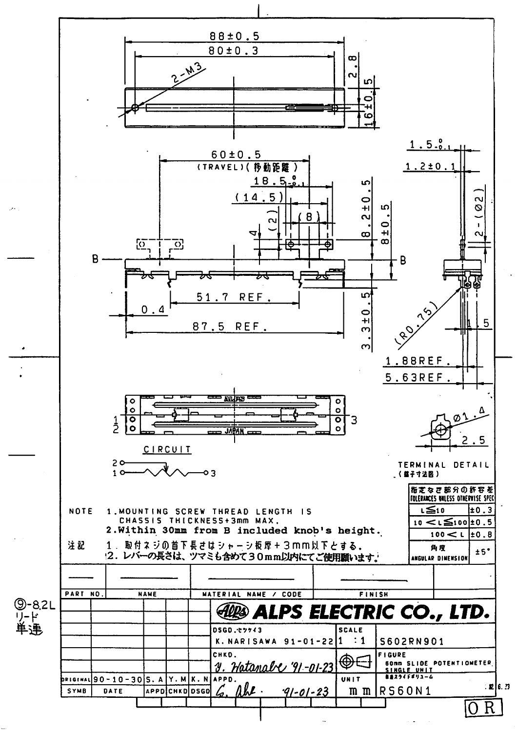88±0.5

80±0.3

2-M3

2.8

5

16±0.

60±0.5

(TRAVEL)(移動距離)

18.5 $^{0}_{-0.1}$

(14.5)

(2)

(8)

4

8.2±0.5

8±0.5

B

B

51.7 REF.

0.4

87.5 REF.

3.3±0.5

1.5 $^{0}_{-0.1}$

1.2±0.1

2-(Ø2)

(R0.75)

1.5

1.88REF.

5.63REF.

1

2

3

Ø1.4

2.5

TERMINAL DETAIL

(端子寸法図)

CIRCUIT

2

1

3

| 指定なき部分の許容差 TOLERANCES UNLESS OTHERWISE SPEC | |
|---|---|
| L≦10 | ±0.3 |
| 10 <L≦100 | ±0.5 |
| 100 <L | ±0.8 |
| 角度 ANGULAR DIMENSION | ±5° |

NOTE 1. MOUNTING SCREW THREAD LENGTH IS CHASSIS THICKNESS+3mm MAX.

2. Within 30mm from B included knob's height.

注記 1. 取付ネジの首下長さはシャーシ板厚＋3mm以下とする。

2. レバーの長さは、ツマミも含めて30mm以内にてご使用願います。

⑨-8.2L リード 単連

| | | | | | | | |
|---|---|---|---|---|---|---|---|
| PART NO. | NAME | MATERIAL NAME / CODE | | | FINISH | | |
| | ALPS ELECTRIC CO., LTD. | | | | | | |
| | DSGD. セッケイ K. NARISAWA 91-01-22 | SCALE 1 : 1 | S602RN901 | | | | |
| | CHKD. Y. Watanabe '91-01-23 | | FIGURE 60mm SLIDE POTENTIOMETER SINGLE UNIT 単連スライドボリューム | | | | |
| ORIGINAL 90-10-30 | S. A | Y. M | K. N | APPD. G. Abe '91-01-23 | UNIT mm | RS60N1 | |
| SYMB DATE | APPD | CHKD | DSGD | | | | |

OR